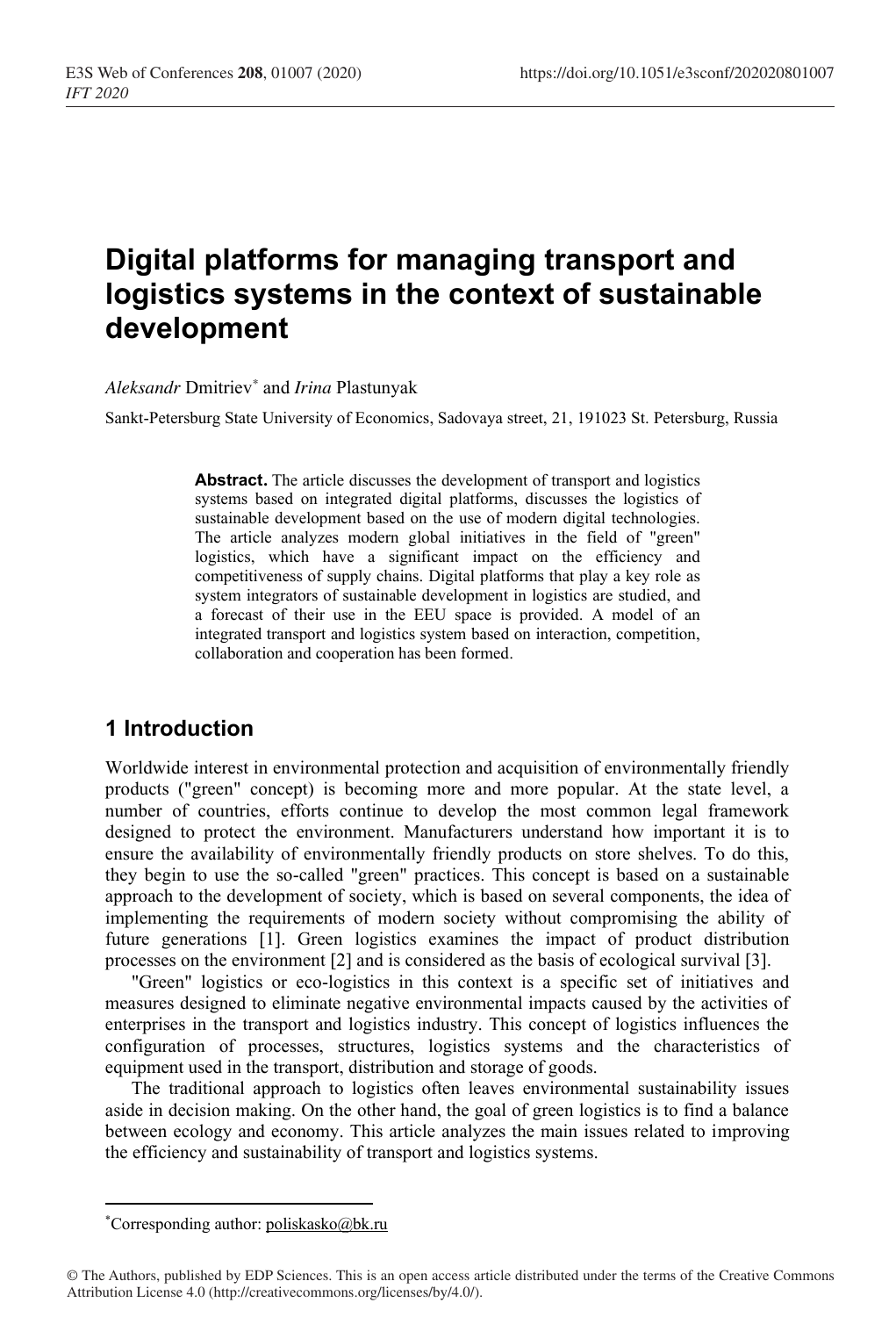# Digital platforms for managing transport and logistics systems in the context of sustainable development

*Aleksandr* Dmitriev* and *Irina* Plastunyak

Sankt-Petersburg State University of Economics, Sadovaya street, 21, 191023 St. Petersburg, Russia

**Abstract.** The article discusses the development of transport and logistics systems based on integrated digital platforms, discusses the logistics of sustainable development based on the use of modern digital technologies. The article analyzes modern global initiatives in the field of "green" logistics, which have a significant impact on the efficiency and competitiveness of supply chains. Digital platforms that play a key role as system integrators of sustainable development in logistics are studied, and a forecast of their use in the EEU space is provided. A model of an integrated transport and logistics system based on interaction, competition, collaboration and cooperation has been formed.

## 1 Introduction

Worldwide interest in environmental protection and acquisition of environmentally friendly products ("green" concept) is becoming more and more popular. At the state level, a number of countries, efforts continue to develop the most common legal framework designed to protect the environment. Manufacturers understand how important it is to ensure the availability of environmentally friendly products on store shelves. To do this, they begin to use the so-called "green" practices. This concept is based on a sustainable approach to the development of society, which is based on several components, the idea of implementing the requirements of modern society without compromising the ability of future generations [1]. Green logistics examines the impact of product distribution processes on the environment [2] and is considered as the basis of ecological survival [3].

"Green" logistics or eco-logistics in this context is a specific set of initiatives and measures designed to eliminate negative environmental impacts caused by the activities of enterprises in the transport and logistics industry. This concept of logistics influences the configuration of processes, structures, logistics systems and the characteristics of equipment used in the transport, distribution and storage of goods.

The traditional approach to logistics often leaves environmental sustainability issues aside in decision making. On the other hand, the goal of green logistics is to find a balance between ecology and economy. This article analyzes the main issues related to improving the efficiency and sustainability of transport and logistics systems.

*Corresponding author: poliskasko@bk.ru

© The Authors, published by EDP Sciences. This is an open access article distributed under the terms of the Creative Commons Attribution License 4.0 (http://creativecommons.org/licenses/by/4.0/).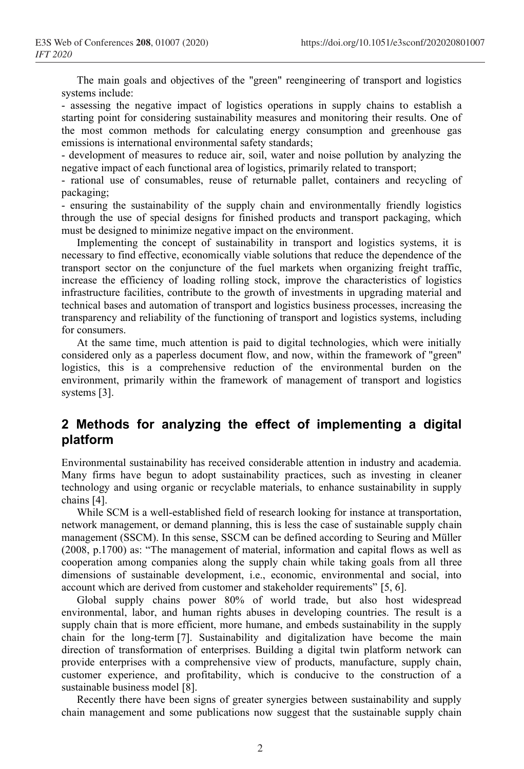The main goals and objectives of the "green" reengineering of transport and logistics systems include:

- assessing the negative impact of logistics operations in supply chains to establish a starting point for considering sustainability measures and monitoring their results. One of the most common methods for calculating energy consumption and greenhouse gas emissions is international environmental safety standards;
- development of measures to reduce air, soil, water and noise pollution by analyzing the negative impact of each functional area of logistics, primarily related to transport;
- rational use of consumables, reuse of returnable pallet, containers and recycling of packaging;
- ensuring the sustainability of the supply chain and environmentally friendly logistics through the use of special designs for finished products and transport packaging, which must be designed to minimize negative impact on the environment.

Implementing the concept of sustainability in transport and logistics systems, it is necessary to find effective, economically viable solutions that reduce the dependence of the transport sector on the conjuncture of the fuel markets when organizing freight traffic, increase the efficiency of loading rolling stock, improve the characteristics of logistics infrastructure facilities, contribute to the growth of investments in upgrading material and technical bases and automation of transport and logistics business processes, increasing the transparency and reliability of the functioning of transport and logistics systems, including for consumers.

At the same time, much attention is paid to digital technologies, which were initially considered only as a paperless document flow, and now, within the framework of "green" logistics, this is a comprehensive reduction of the environmental burden on the environment, primarily within the framework of management of transport and logistics systems [3].

## 2 Methods for analyzing the effect of implementing a digital platform

Environmental sustainability has received considerable attention in industry and academia. Many firms have begun to adopt sustainability practices, such as investing in cleaner technology and using organic or recyclable materials, to enhance sustainability in supply chains [4].

While SCM is a well-established field of research looking for instance at transportation, network management, or demand planning, this is less the case of sustainable supply chain management (SSCM). In this sense, SSCM can be defined according to Seuring and Müller (2008, p.1700) as: "The management of material, information and capital flows as well as cooperation among companies along the supply chain while taking goals from all three dimensions of sustainable development, i.e., economic, environmental and social, into account which are derived from customer and stakeholder requirements" [5, 6].

Global supply chains power 80% of world trade, but also host widespread environmental, labor, and human rights abuses in developing countries. The result is a supply chain that is more efficient, more humane, and embeds sustainability in the supply chain for the long-term [7]. Sustainability and digitalization have become the main direction of transformation of enterprises. Building a digital twin platform network can provide enterprises with a comprehensive view of products, manufacture, supply chain, customer experience, and profitability, which is conducive to the construction of a sustainable business model [8].

Recently there have been signs of greater synergies between sustainability and supply chain management and some publications now suggest that the sustainable supply chain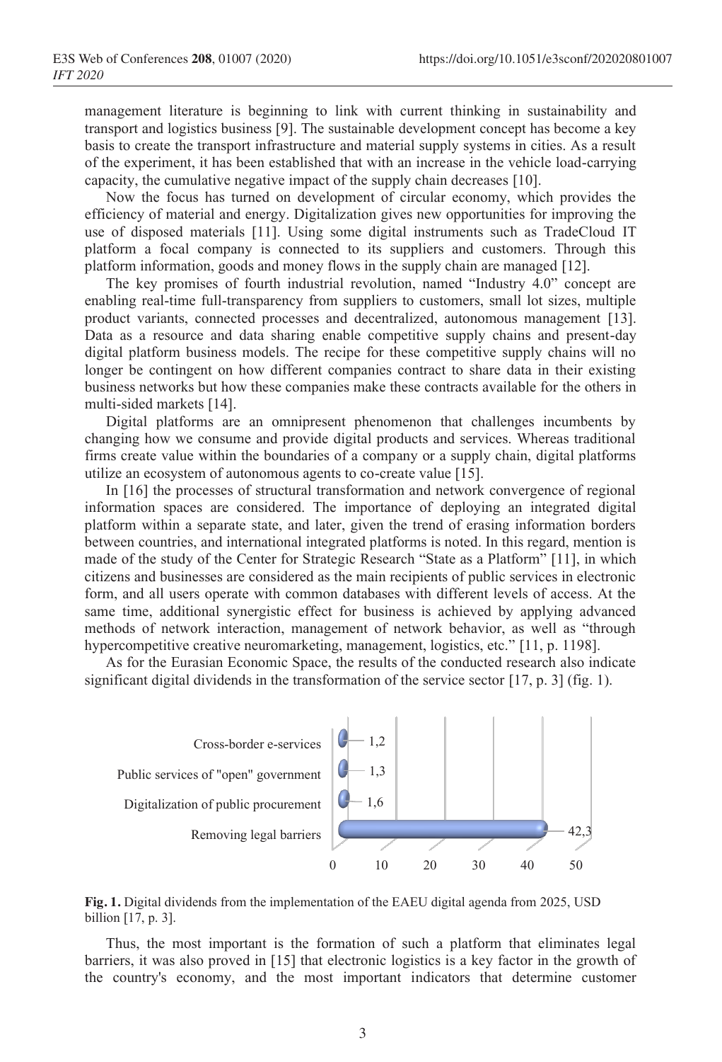management literature is beginning to link with current thinking in sustainability and transport and logistics business [9]. The sustainable development concept has become a key basis to create the transport infrastructure and material supply systems in cities. As a result of the experiment, it has been established that with an increase in the vehicle load-carrying capacity, the cumulative negative impact of the supply chain decreases [10].

Now the focus has turned on development of circular economy, which provides the efficiency of material and energy. Digitalization gives new opportunities for improving the use of disposed materials [11]. Using some digital instruments such as TradeCloud IT platform a focal company is connected to its suppliers and customers. Through this platform information, goods and money flows in the supply chain are managed [12].

The key promises of fourth industrial revolution, named "Industry 4.0" concept are enabling real-time full-transparency from suppliers to customers, small lot sizes, multiple product variants, connected processes and decentralized, autonomous management [13]. Data as a resource and data sharing enable competitive supply chains and present-day digital platform business models. The recipe for these competitive supply chains will no longer be contingent on how different companies contract to share data in their existing business networks but how these companies make these contracts available for the others in multi-sided markets [14].

Digital platforms are an omnipresent phenomenon that challenges incumbents by changing how we consume and provide digital products and services. Whereas traditional firms create value within the boundaries of a company or a supply chain, digital platforms utilize an ecosystem of autonomous agents to co-create value [15].

In [16] the processes of structural transformation and network convergence of regional information spaces are considered. The importance of deploying an integrated digital platform within a separate state, and later, given the trend of erasing information borders between countries, and international integrated platforms is noted. In this regard, mention is made of the study of the Center for Strategic Research "State as a Platform" [11], in which citizens and businesses are considered as the main recipients of public services in electronic form, and all users operate with common databases with different levels of access. At the same time, additional synergistic effect for business is achieved by applying advanced methods of network interaction, management of network behavior, as well as "through hypercompetitive creative neuromarketing, management, logistics, etc." [11, p. 1198].

As for the Eurasian Economic Space, the results of the conducted research also indicate significant digital dividends in the transformation of the service sector [17, p. 3] (fig. 1).

| Category | USD billion |
|---|---|
| Cross-border e-services | 1,2 |
| Public services of "open" government | 1,3 |
| Digitalization of public procurement | 1,6 |
| Removing legal barriers | 42,3 |

**Fig. 1.** Digital dividends from the implementation of the EAEU digital agenda from 2025, USD billion [17, p. 3].

Thus, the most important is the formation of such a platform that eliminates legal barriers, it was also proved in [15] that electronic logistics is a key factor in the growth of the country's economy, and the most important indicators that determine customer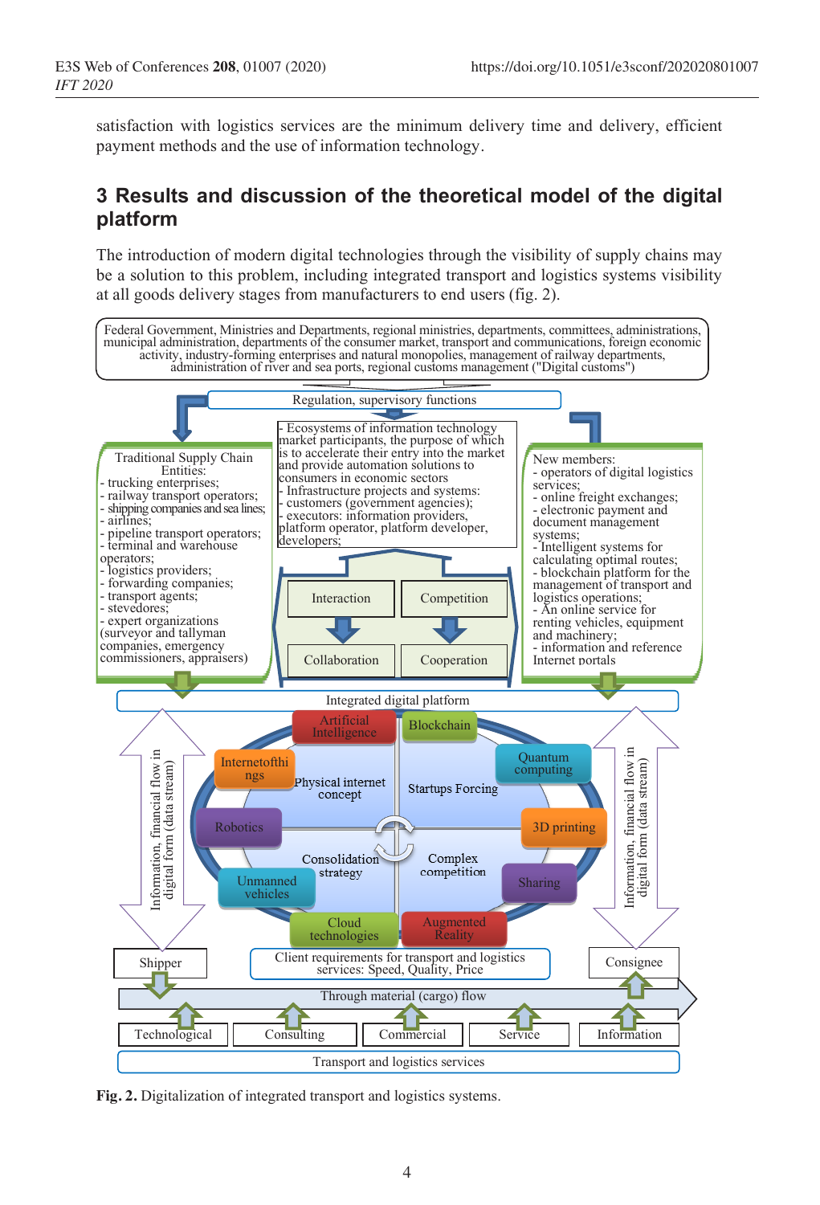satisfaction with logistics services are the minimum delivery time and delivery, efficient payment methods and the use of information technology.

## 3 Results and discussion of the theoretical model of the digital platform

The introduction of modern digital technologies through the visibility of supply chains may be a solution to this problem, including integrated transport and logistics systems visibility at all goods delivery stages from manufacturers to end users (fig. 2).

**Fig. 2.** Digitalization of integrated transport and logistics systems.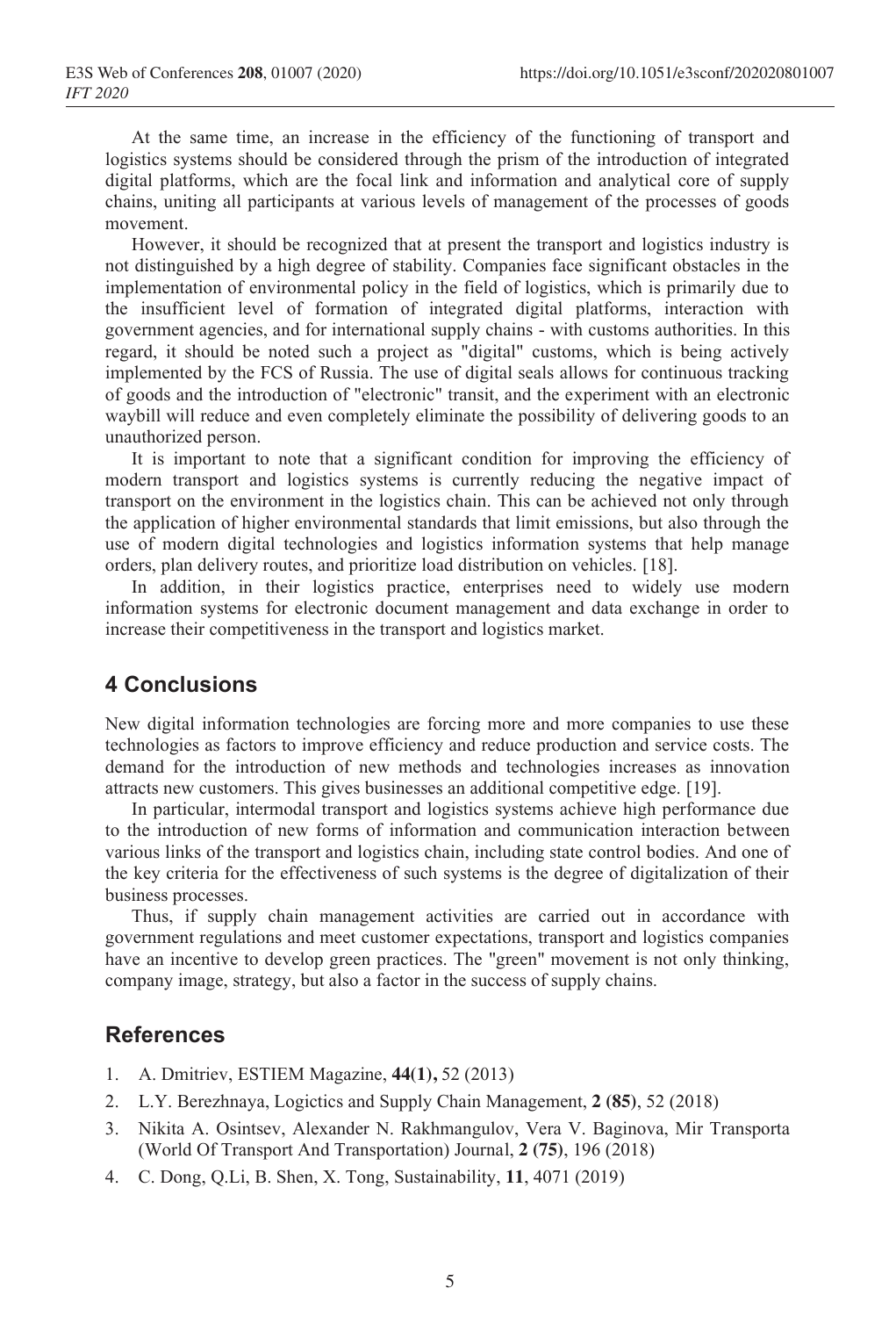At the same time, an increase in the efficiency of the functioning of transport and logistics systems should be considered through the prism of the introduction of integrated digital platforms, which are the focal link and information and analytical core of supply chains, uniting all participants at various levels of management of the processes of goods movement.

However, it should be recognized that at present the transport and logistics industry is not distinguished by a high degree of stability. Companies face significant obstacles in the implementation of environmental policy in the field of logistics, which is primarily due to the insufficient level of formation of integrated digital platforms, interaction with government agencies, and for international supply chains - with customs authorities. In this regard, it should be noted such a project as "digital" customs, which is being actively implemented by the FCS of Russia. The use of digital seals allows for continuous tracking of goods and the introduction of "electronic" transit, and the experiment with an electronic waybill will reduce and even completely eliminate the possibility of delivering goods to an unauthorized person.

It is important to note that a significant condition for improving the efficiency of modern transport and logistics systems is currently reducing the negative impact of transport on the environment in the logistics chain. This can be achieved not only through the application of higher environmental standards that limit emissions, but also through the use of modern digital technologies and logistics information systems that help manage orders, plan delivery routes, and prioritize load distribution on vehicles. [18].

In addition, in their logistics practice, enterprises need to widely use modern information systems for electronic document management and data exchange in order to increase their competitiveness in the transport and logistics market.

## 4 Conclusions

New digital information technologies are forcing more and more companies to use these technologies as factors to improve efficiency and reduce production and service costs. The demand for the introduction of new methods and technologies increases as innovation attracts new customers. This gives businesses an additional competitive edge. [19].

In particular, intermodal transport and logistics systems achieve high performance due to the introduction of new forms of information and communication interaction between various links of the transport and logistics chain, including state control bodies. And one of the key criteria for the effectiveness of such systems is the degree of digitalization of their business processes.

Thus, if supply chain management activities are carried out in accordance with government regulations and meet customer expectations, transport and logistics companies have an incentive to develop green practices. The "green" movement is not only thinking, company image, strategy, but also a factor in the success of supply chains.

## References

1. A. Dmitriev, ESTIEM Magazine, **44(1),** 52 (2013)
2. L.Y. Berezhnaya, Logictics and Supply Chain Management, **2 (85)**, 52 (2018)
3. Nikita A. Osintsev, Alexander N. Rakhmangulov, Vera V. Baginova, Mir Transporta (World Of Transport And Transportation) Journal, **2 (75)**, 196 (2018)
4. C. Dong, Q.Li, B. Shen, X. Tong, Sustainability, **11**, 4071 (2019)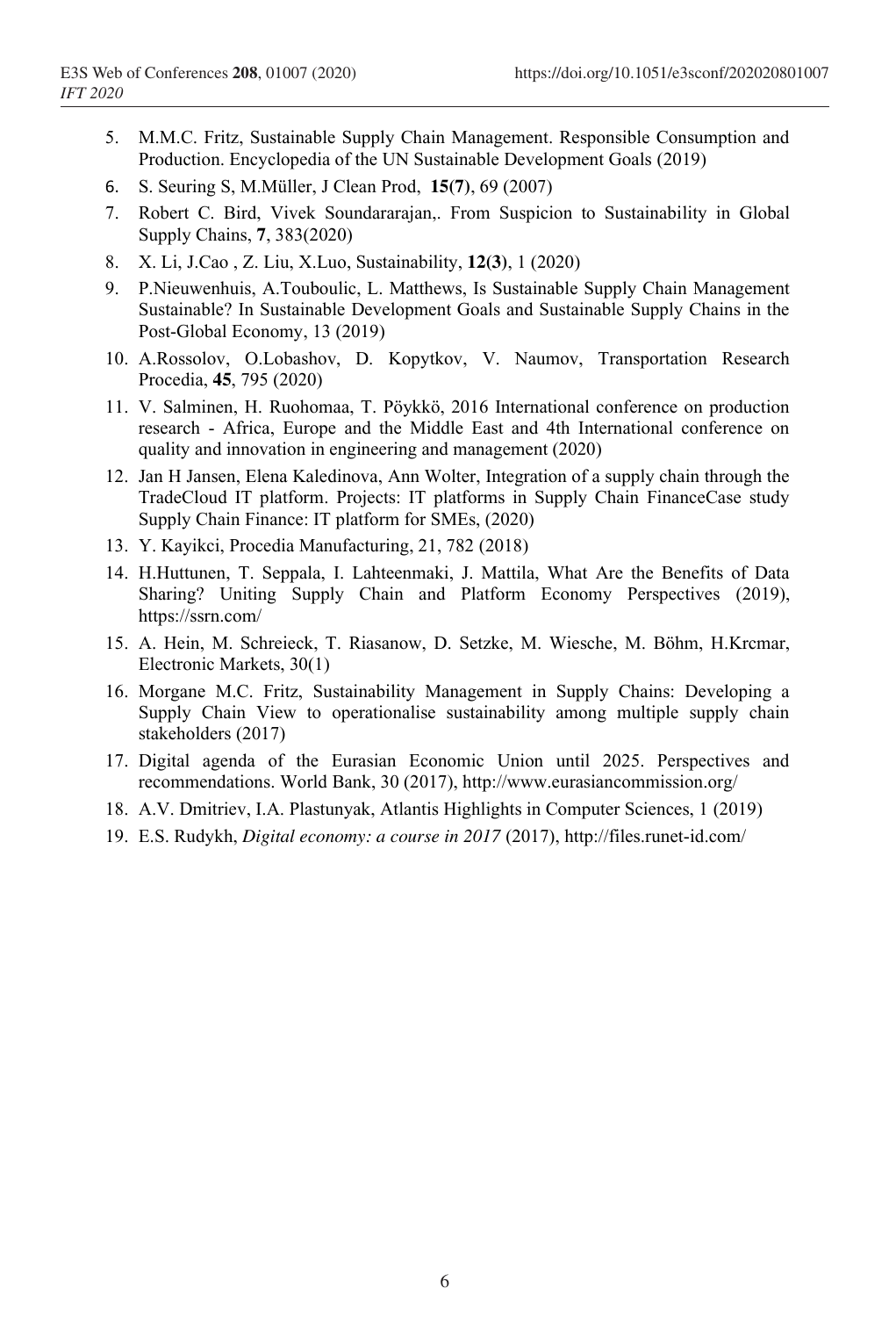5. M.M.C. Fritz, Sustainable Supply Chain Management. Responsible Consumption and Production. Encyclopedia of the UN Sustainable Development Goals (2019)
6. S. Seuring S, M.Müller, J Clean Prod, **15(7)**, 69 (2007)
7. Robert C. Bird, Vivek Soundararajan,. From Suspicion to Sustainability in Global Supply Chains, **7**, 383(2020)
8. X. Li, J.Cao , Z. Liu, X.Luo, Sustainability, **12(3)**, 1 (2020)
9. P.Nieuwenhuis, A.Touboulic, L. Matthews, Is Sustainable Supply Chain Management Sustainable? In Sustainable Development Goals and Sustainable Supply Chains in the Post-Global Economy, 13 (2019)
10. A.Rossolov, O.Lobashov, D. Kopytkov, V. Naumov, Transportation Research Procedia, **45**, 795 (2020)
11. V. Salminen, H. Ruohomaa, T. Pöykkö, 2016 International conference on production research - Africa, Europe and the Middle East and 4th International conference on quality and innovation in engineering and management (2020)
12. Jan H Jansen, Elena Kaledinova, Ann Wolter, Integration of a supply chain through the TradeCloud IT platform. Projects: IT platforms in Supply Chain FinanceCase study Supply Chain Finance: IT platform for SMEs, (2020)
13. Y. Kayikci, Procedia Manufacturing, 21, 782 (2018)
14. H.Huttunen, T. Seppala, I. Lahteenmaki, J. Mattila, What Are the Benefits of Data Sharing? Uniting Supply Chain and Platform Economy Perspectives (2019), https://ssrn.com/
15. A. Hein, M. Schreieck, T. Riasanow, D. Setzke, M. Wiesche, M. Böhm, H.Krcmar, Electronic Markets, 30(1)
16. Morgane M.C. Fritz, Sustainability Management in Supply Chains: Developing a Supply Chain View to operationalise sustainability among multiple supply chain stakeholders (2017)
17. Digital agenda of the Eurasian Economic Union until 2025. Perspectives and recommendations. World Bank, 30 (2017), http://www.eurasiancommission.org/
18. A.V. Dmitriev, I.A. Plastunyak, Atlantis Highlights in Computer Sciences, 1 (2019)
19. E.S. Rudykh, *Digital economy: a course in 2017* (2017), http://files.runet-id.com/